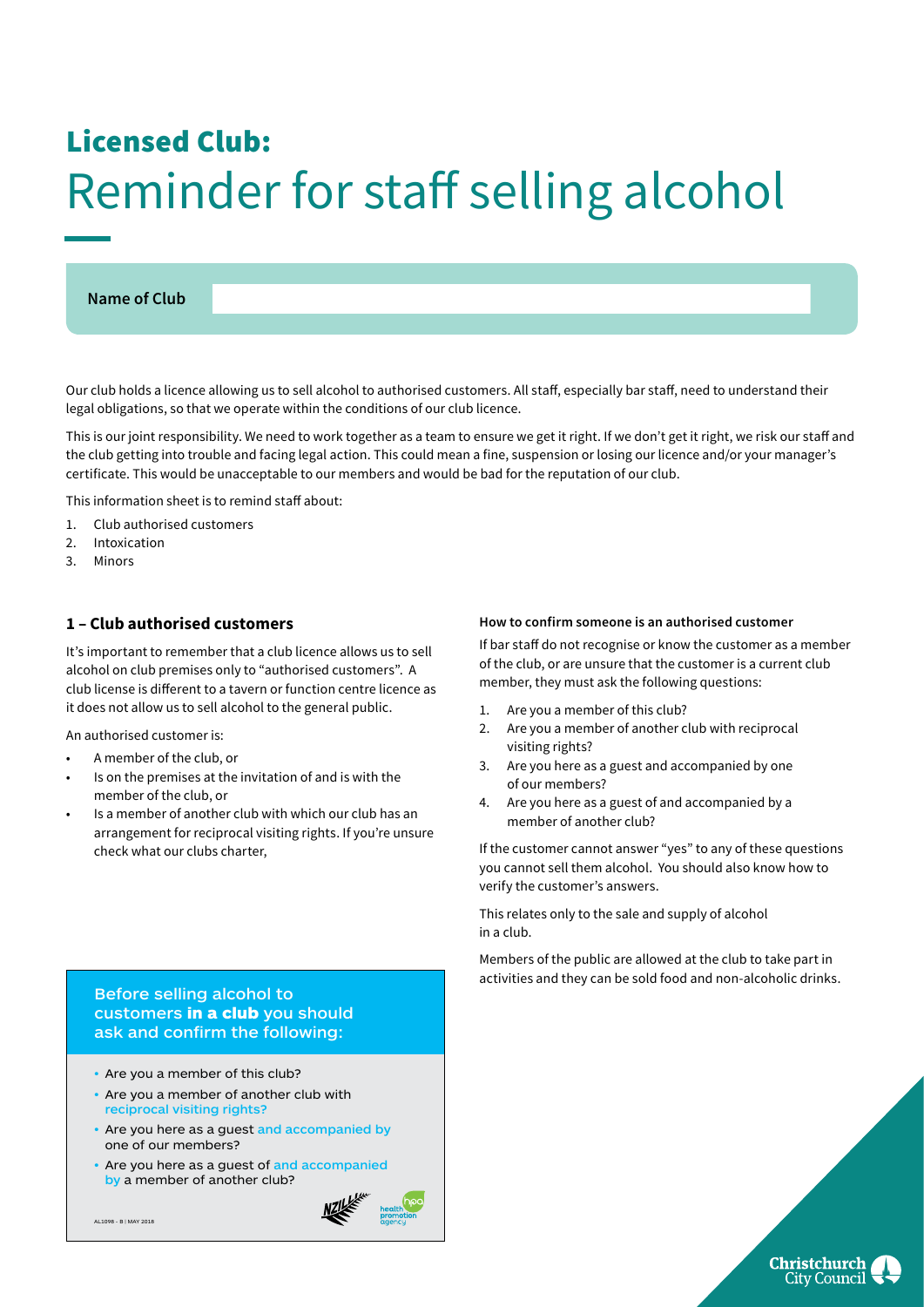# Licensed Club:
# Reminder for staff selling alcohol

**Name of Club**

Our club holds a licence allowing us to sell alcohol to authorised customers. All staff, especially bar staff, need to understand their legal obligations, so that we operate within the conditions of our club licence.

This is our joint responsibility. We need to work together as a team to ensure we get it right. If we don't get it right, we risk our staff and the club getting into trouble and facing legal action. This could mean a fine, suspension or losing our licence and/or your manager's certificate. This would be unacceptable to our members and would be bad for the reputation of our club.

This information sheet is to remind staff about:

1. Club authorised customers
2. Intoxication
3. Minors

## 1 – Club authorised customers

It's important to remember that a club licence allows us to sell alcohol on club premises only to "authorised customers". A club license is different to a tavern or function centre licence as it does not allow us to sell alcohol to the general public.

An authorised customer is:

- A member of the club, or
- Is on the premises at the invitation of and is with the member of the club, or
- Is a member of another club with which our club has an arrangement for reciprocal visiting rights. If you're unsure check what our clubs charter,

**Before selling alcohol to customers in a club you should ask and confirm the following:**

- Are you a member of this club?
- Are you a member of another club with reciprocal visiting rights?
- Are you here as a guest and accompanied by one of our members?
- Are you here as a guest of and accompanied by a member of another club?

AL1098 - B | MAY 2018

#### How to confirm someone is an authorised customer

If bar staff do not recognise or know the customer as a member of the club, or are unsure that the customer is a current club member, they must ask the following questions:

1. Are you a member of this club?
2. Are you a member of another club with reciprocal visiting rights?
3. Are you here as a guest and accompanied by one of our members?
4. Are you here as a guest of and accompanied by a member of another club?

If the customer cannot answer "yes" to any of these questions you cannot sell them alcohol. You should also know how to verify the customer's answers.

This relates only to the sale and supply of alcohol in a club.

Members of the public are allowed at the club to take part in activities and they can be sold food and non-alcoholic drinks.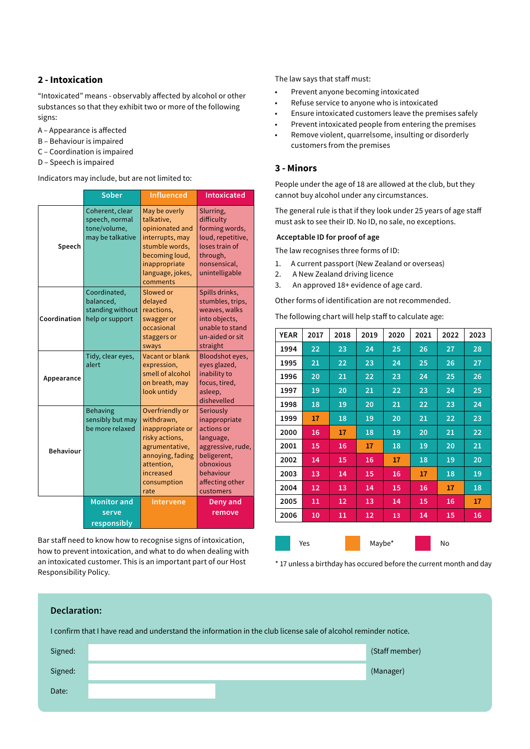## 2 - Intoxication

"Intoxicated" means - observably affected by alcohol or other substances so that they exhibit two or more of the following signs:

A – Appearance is affected
B – Behaviour is impaired
C – Coordination is impaired
D – Speech is impaired

Indicators may include, but are not limited to:

| | Sober | Influenced | Intoxicated |
|---|---|---|---|
| Speech | Coherent, clear speech, normal tone/volume, may be talkative | May be overly talkative, opinionated and interrupts, may stumble words, becoming loud, inappropriate language, jokes, comments | Slurring, difficulty forming words, loud, repetitive, loses train of through, nonsensical, unintelligable |
| Coordination | Coordinated, balanced, standing without help or support | Slowed or delayed reactions, swagger or occasional staggers or sways | Spills drinks, stumbles, trips, weaves, walks into objects, unable to stand un-aided or sit straight |
| Appearance | Tidy, clear eyes, alert | Vacant or blank expression, smell of alcohol on breath, may look untidy | Bloodshot eyes, eyes glazed, inability to focus, tired, asleep, dishevelled |
| Behaviour | Behaving sensibly but may be more relaxed | Overfriendly or withdrawn, inappropriate or risky actions, agrumentative, annoying, fading attention, increased consumption rate | Seriously inappropriate actions or language, aggressive, rude, beligerent, obnoxious behaviour affecting other customers |
| | Monitor and serve responsibly | Intervene | Deny and remove |

Bar staff need to know how to recognise signs of intoxication, how to prevent intoxication, and what to do when dealing with an intoxicated customer. This is an important part of our Host Responsibility Policy.

The law says that staff must:

- Prevent anyone becoming intoxicated
- Refuse service to anyone who is intoxicated
- Ensure intoxicated customers leave the premises safely
- Prevent intoxicated people from entering the premises
- Remove violent, quarrelsome, insulting or disorderly customers from the premises

## 3 - Minors

People under the age of 18 are allowed at the club, but they cannot buy alcohol under any circumstances.

The general rule is that if they look under 25 years of age staff must ask to see their ID. No ID, no sale, no exceptions.

**Acceptable ID for proof of age**

The law recognises three forms of ID:

1. A current passport (New Zealand or overseas)
2. A New Zealand driving licence
3. An approved 18+ evidence of age card.

Other forms of identification are not recommended.

The following chart will help staff to calculate age:

| YEAR | 2017 | 2018 | 2019 | 2020 | 2021 | 2022 | 2023 |
|---|---|---|---|---|---|---|---|
| 1994 | 22 | 23 | 24 | 25 | 26 | 27 | 28 |
| 1995 | 21 | 22 | 23 | 24 | 25 | 26 | 27 |
| 1996 | 20 | 21 | 22 | 23 | 24 | 25 | 26 |
| 1997 | 19 | 20 | 21 | 22 | 23 | 24 | 25 |
| 1998 | 18 | 19 | 20 | 21 | 22 | 23 | 24 |
| 1999 | 17 | 18 | 19 | 20 | 21 | 22 | 23 |
| 2000 | 16 | 17 | 18 | 19 | 20 | 21 | 22 |
| 2001 | 15 | 16 | 17 | 18 | 19 | 20 | 21 |
| 2002 | 14 | 15 | 16 | 17 | 18 | 19 | 20 |
| 2003 | 13 | 14 | 15 | 16 | 17 | 18 | 19 |
| 2004 | 12 | 13 | 14 | 15 | 16 | 17 | 18 |
| 2005 | 11 | 12 | 13 | 14 | 15 | 16 | 17 |
| 2006 | 10 | 11 | 12 | 13 | 14 | 15 | 16 |

Yes    Maybe*    No

\* 17 unless a birthday has occured before the current month and day

**Declaration:**

I confirm that I have read and understand the information in the club license sale of alcohol reminder notice.

Signed: ______________________ (Staff member)

Signed: ______________________ (Manager)

Date: ______________________